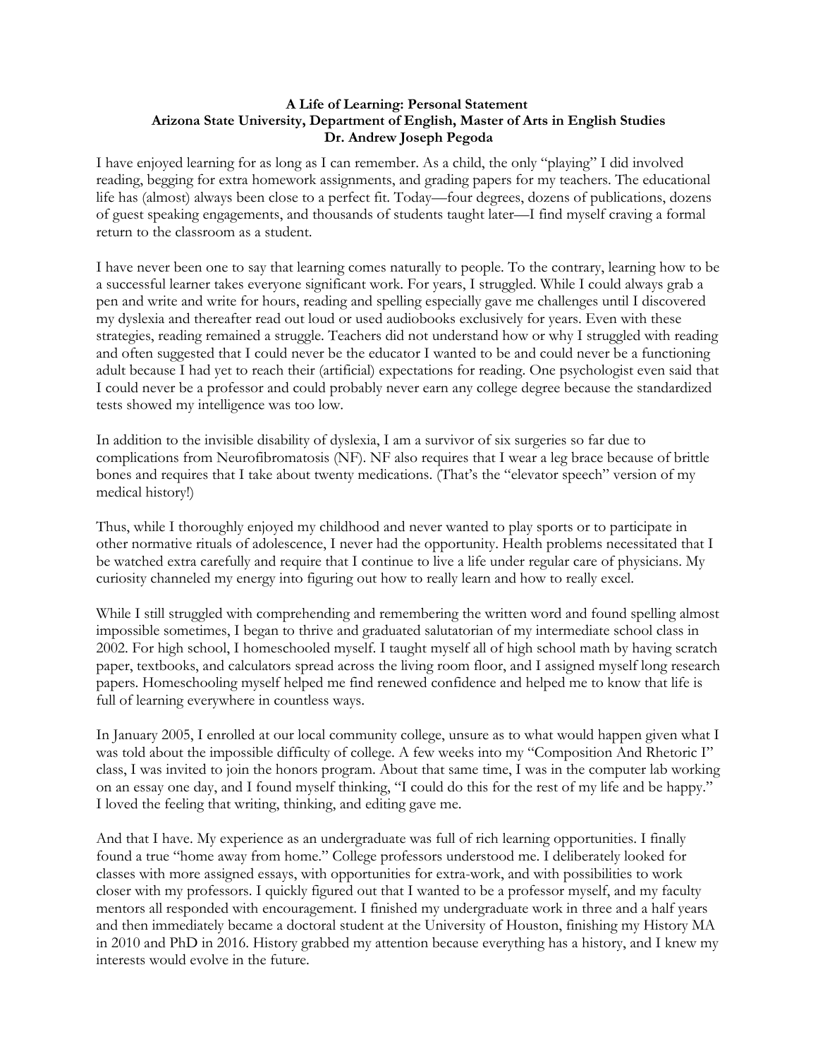**A Life of Learning: Personal Statement**
**Arizona State University, Department of English, Master of Arts in English Studies**
**Dr. Andrew Joseph Pegoda**

I have enjoyed learning for as long as I can remember. As a child, the only "playing" I did involved reading, begging for extra homework assignments, and grading papers for my teachers. The educational life has (almost) always been close to a perfect fit. Today—four degrees, dozens of publications, dozens of guest speaking engagements, and thousands of students taught later—I find myself craving a formal return to the classroom as a student.

I have never been one to say that learning comes naturally to people. To the contrary, learning how to be a successful learner takes everyone significant work. For years, I struggled. While I could always grab a pen and write and write for hours, reading and spelling especially gave me challenges until I discovered my dyslexia and thereafter read out loud or used audiobooks exclusively for years. Even with these strategies, reading remained a struggle. Teachers did not understand how or why I struggled with reading and often suggested that I could never be the educator I wanted to be and could never be a functioning adult because I had yet to reach their (artificial) expectations for reading. One psychologist even said that I could never be a professor and could probably never earn any college degree because the standardized tests showed my intelligence was too low.

In addition to the invisible disability of dyslexia, I am a survivor of six surgeries so far due to complications from Neurofibromatosis (NF). NF also requires that I wear a leg brace because of brittle bones and requires that I take about twenty medications. (That's the "elevator speech" version of my medical history!)

Thus, while I thoroughly enjoyed my childhood and never wanted to play sports or to participate in other normative rituals of adolescence, I never had the opportunity. Health problems necessitated that I be watched extra carefully and require that I continue to live a life under regular care of physicians. My curiosity channeled my energy into figuring out how to really learn and how to really excel.

While I still struggled with comprehending and remembering the written word and found spelling almost impossible sometimes, I began to thrive and graduated salutatorian of my intermediate school class in 2002. For high school, I homeschooled myself. I taught myself all of high school math by having scratch paper, textbooks, and calculators spread across the living room floor, and I assigned myself long research papers. Homeschooling myself helped me find renewed confidence and helped me to know that life is full of learning everywhere in countless ways.

In January 2005, I enrolled at our local community college, unsure as to what would happen given what I was told about the impossible difficulty of college. A few weeks into my "Composition And Rhetoric I" class, I was invited to join the honors program. About that same time, I was in the computer lab working on an essay one day, and I found myself thinking, "I could do this for the rest of my life and be happy." I loved the feeling that writing, thinking, and editing gave me.

And that I have. My experience as an undergraduate was full of rich learning opportunities. I finally found a true "home away from home." College professors understood me. I deliberately looked for classes with more assigned essays, with opportunities for extra-work, and with possibilities to work closer with my professors. I quickly figured out that I wanted to be a professor myself, and my faculty mentors all responded with encouragement. I finished my undergraduate work in three and a half years and then immediately became a doctoral student at the University of Houston, finishing my History MA in 2010 and PhD in 2016. History grabbed my attention because everything has a history, and I knew my interests would evolve in the future.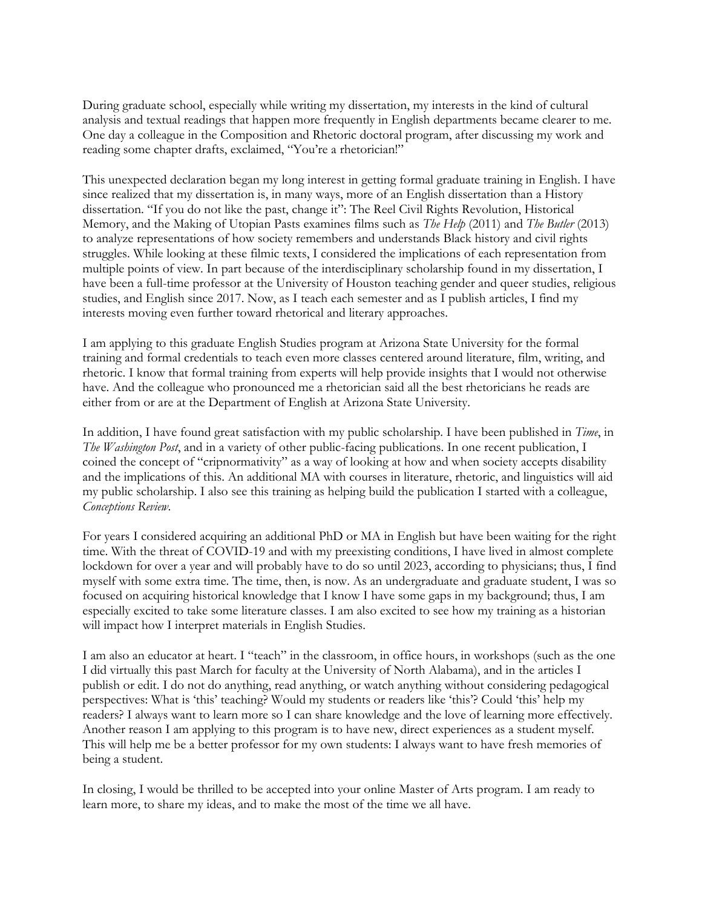During graduate school, especially while writing my dissertation, my interests in the kind of cultural analysis and textual readings that happen more frequently in English departments became clearer to me. One day a colleague in the Composition and Rhetoric doctoral program, after discussing my work and reading some chapter drafts, exclaimed, "You're a rhetorician!"

This unexpected declaration began my long interest in getting formal graduate training in English. I have since realized that my dissertation is, in many ways, more of an English dissertation than a History dissertation. "If you do not like the past, change it": The Reel Civil Rights Revolution, Historical Memory, and the Making of Utopian Pasts examines films such as *The Help* (2011) and *The Butler* (2013) to analyze representations of how society remembers and understands Black history and civil rights struggles. While looking at these filmic texts, I considered the implications of each representation from multiple points of view. In part because of the interdisciplinary scholarship found in my dissertation, I have been a full-time professor at the University of Houston teaching gender and queer studies, religious studies, and English since 2017. Now, as I teach each semester and as I publish articles, I find my interests moving even further toward rhetorical and literary approaches.

I am applying to this graduate English Studies program at Arizona State University for the formal training and formal credentials to teach even more classes centered around literature, film, writing, and rhetoric. I know that formal training from experts will help provide insights that I would not otherwise have. And the colleague who pronounced me a rhetorician said all the best rhetoricians he reads are either from or are at the Department of English at Arizona State University.

In addition, I have found great satisfaction with my public scholarship. I have been published in *Time*, in *The Washington Post*, and in a variety of other public-facing publications. In one recent publication, I coined the concept of "cripnormativity" as a way of looking at how and when society accepts disability and the implications of this. An additional MA with courses in literature, rhetoric, and linguistics will aid my public scholarship. I also see this training as helping build the publication I started with a colleague, *Conceptions Review*.

For years I considered acquiring an additional PhD or MA in English but have been waiting for the right time. With the threat of COVID-19 and with my preexisting conditions, I have lived in almost complete lockdown for over a year and will probably have to do so until 2023, according to physicians; thus, I find myself with some extra time. The time, then, is now. As an undergraduate and graduate student, I was so focused on acquiring historical knowledge that I know I have some gaps in my background; thus, I am especially excited to take some literature classes. I am also excited to see how my training as a historian will impact how I interpret materials in English Studies.

I am also an educator at heart. I "teach" in the classroom, in office hours, in workshops (such as the one I did virtually this past March for faculty at the University of North Alabama), and in the articles I publish or edit. I do not do anything, read anything, or watch anything without considering pedagogical perspectives: What is 'this' teaching? Would my students or readers like 'this'? Could 'this' help my readers? I always want to learn more so I can share knowledge and the love of learning more effectively. Another reason I am applying to this program is to have new, direct experiences as a student myself. This will help me be a better professor for my own students: I always want to have fresh memories of being a student.

In closing, I would be thrilled to be accepted into your online Master of Arts program. I am ready to learn more, to share my ideas, and to make the most of the time we all have.